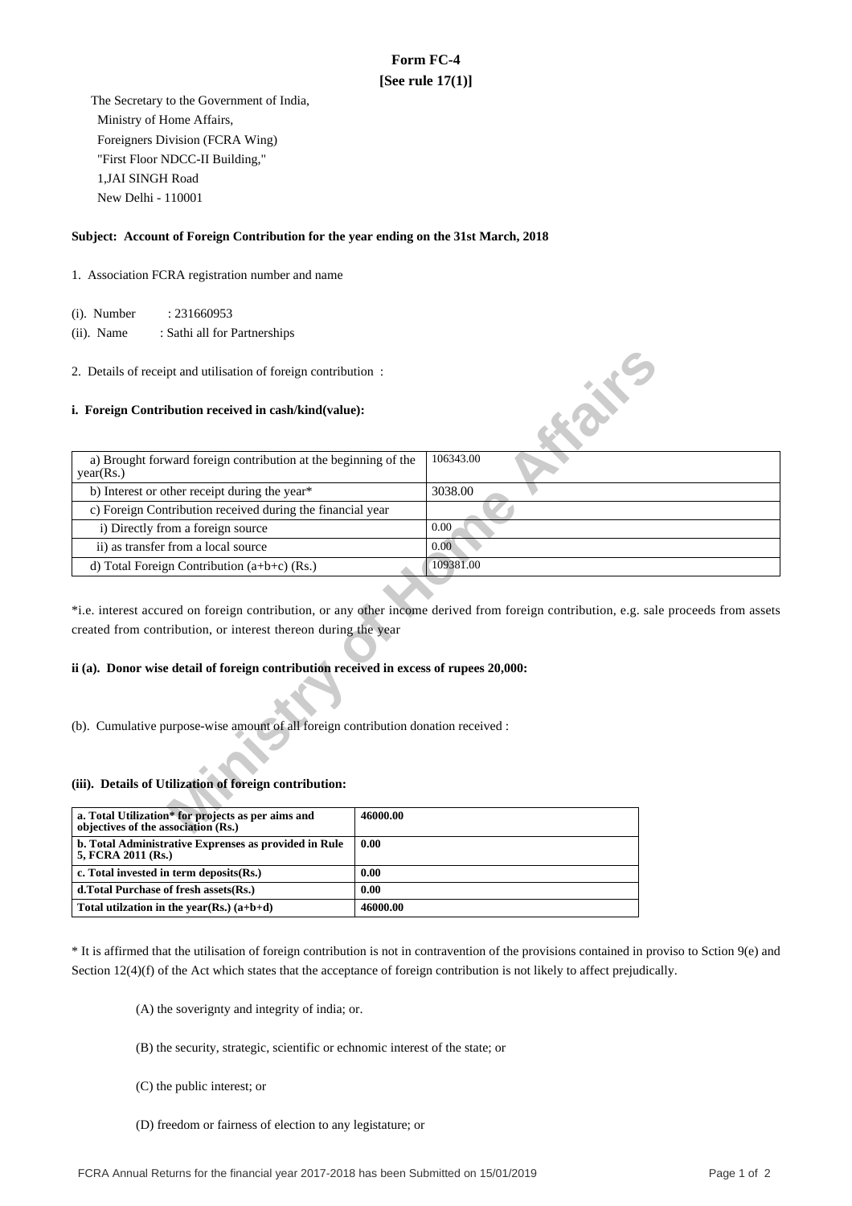# Form FC-4
## [See rule 17(1)]

The Secretary to the Government of India,
Ministry of Home Affairs,
Foreigners Division (FCRA Wing)
"First Floor NDCC-II Building,"
1,JAI SINGH Road
New Delhi - 110001

**Subject: Account of Foreign Contribution for the year ending on the 31st March, 2018**

1. Association FCRA registration number and name

(i). Number : 231660953

(ii). Name : Sathi all for Partnerships

2. Details of receipt and utilisation of foreign contribution :

**i. Foreign Contribution received in cash/kind(value):**

| | |
|---|---|
| a) Brought forward foreign contribution at the beginning of the year(Rs.) | 106343.00 |
| b) Interest or other receipt during the year* | 3038.00 |
| c) Foreign Contribution received during the financial year | |
| i) Directly from a foreign source | 0.00 |
| ii) as transfer from a local source | 0.00 |
| d) Total Foreign Contribution (a+b+c) (Rs.) | 109381.00 |

*i.e. interest accured on foreign contribution, or any other income derived from foreign contribution, e.g. sale proceeds from assets created from contribution, or interest thereon during the year

**ii (a). Donor wise detail of foreign contribution received in excess of rupees 20,000:**

(b). Cumulative purpose-wise amount of all foreign contribution donation received :

**(iii). Details of Utilization of foreign contribution:**

| | |
|---|---|
| **a. Total Utilization* for projects as per aims and objectives of the association (Rs.)** | **46000.00** |
| **b. Total Administrative Exprenses as provided in Rule 5, FCRA 2011 (Rs.)** | **0.00** |
| **c. Total invested in term deposits(Rs.)** | **0.00** |
| **d.Total Purchase of fresh assets(Rs.)** | **0.00** |
| **Total utilzation in the year(Rs.) (a+b+d)** | **46000.00** |

* It is affirmed that the utilisation of foreign contribution is not in contravention of the provisions contained in proviso to Sction 9(e) and Section 12(4)(f) of the Act which states that the acceptance of foreign contribution is not likely to affect prejudically.

(A) the soverignty and integrity of india; or.

(B) the security, strategic, scientific or echnomic interest of the state; or

(C) the public interest; or

(D) freedom or fairness of election to any legistature; or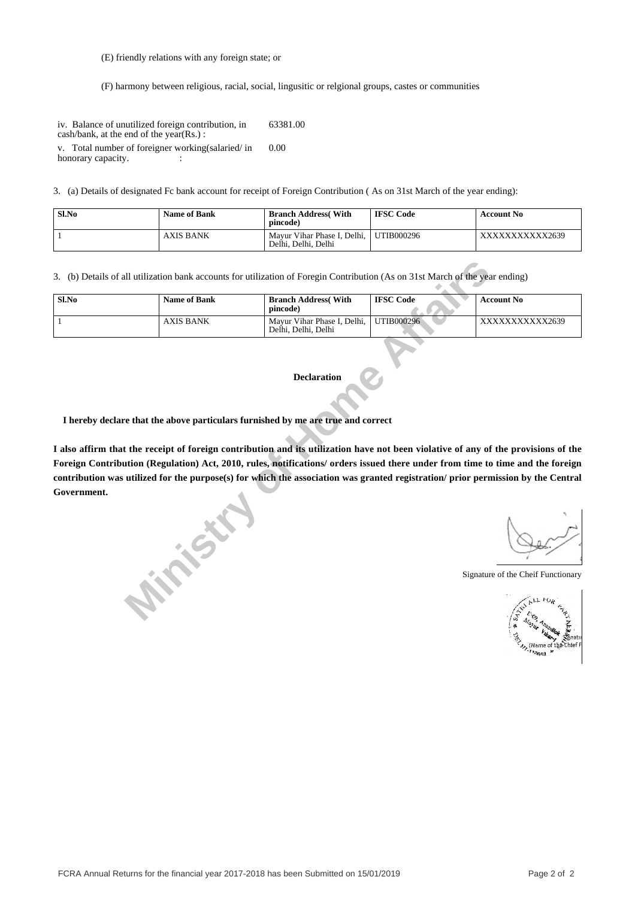(E) friendly relations with any foreign state; or

(F) harmony between religious, racial, social, lingusitic or relgional groups, castes or communities

iv. Balance of unutilized foreign contribution, in cash/bank, at the end of the year(Rs.) : 63381.00

v. Total number of foreigner working(salaried/ in honorary capacity. : 0.00

3. (a) Details of designated Fc bank account for receipt of Foreign Contribution ( As on 31st March of the year ending):

| Sl.No | Name of Bank | Branch Address( With pincode) | IFSC Code | Account No |
|---|---|---|---|---|
| 1 | AXIS BANK | Mayur Vihar Phase I, Delhi, Delhi, Delhi, Delhi | UTIB000296 | XXXXXXXXXXX2639 |

3. (b) Details of all utilization bank accounts for utilization of Foregin Contribution (As on 31st March of the year ending)

| Sl.No | Name of Bank | Branch Address( With pincode) | IFSC Code | Account No |
|---|---|---|---|---|
| 1 | AXIS BANK | Mayur Vihar Phase I, Delhi, Delhi, Delhi, Delhi | UTIB000296 | XXXXXXXXXXX2639 |

**Declaration**

**I hereby declare that the above particulars furnished by me are true and correct**

**I also affirm that the receipt of foreign contribution and its utilization have not been violative of any of the provisions of the Foreign Contribution (Regulation) Act, 2010, rules, notifications/ orders issued there under from time to time and the foreign contribution was utilized for the purpose(s) for which the association was granted registration/ prior permission by the Central Government.**

Signature of the Cheif Functionary

FCRA Annual Returns for the financial year 2017-2018 has been Submitted on 15/01/2019